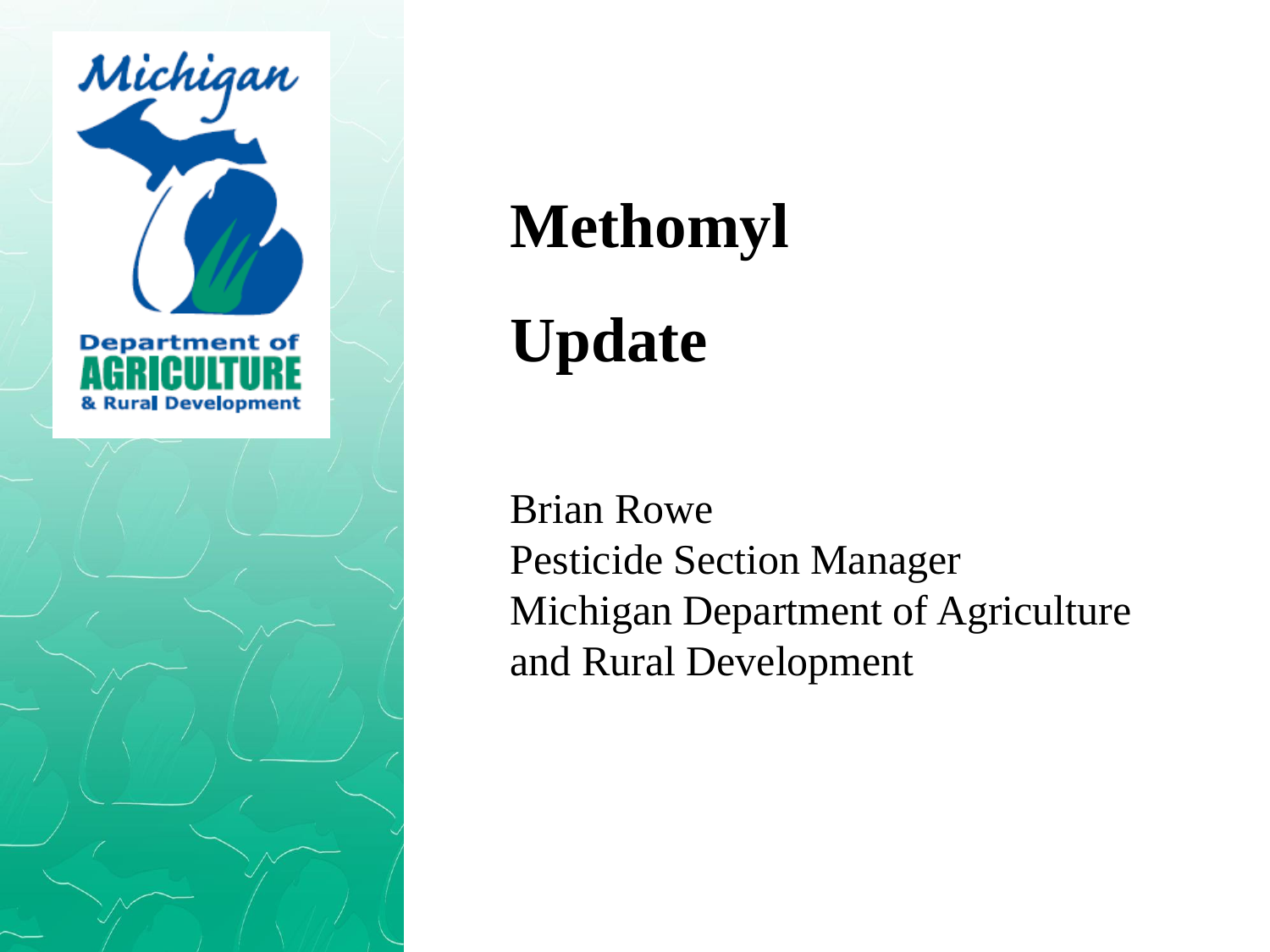# Methomyl

# Update

Brian Rowe
Pesticide Section Manager
Michigan Department of Agriculture
and Rural Development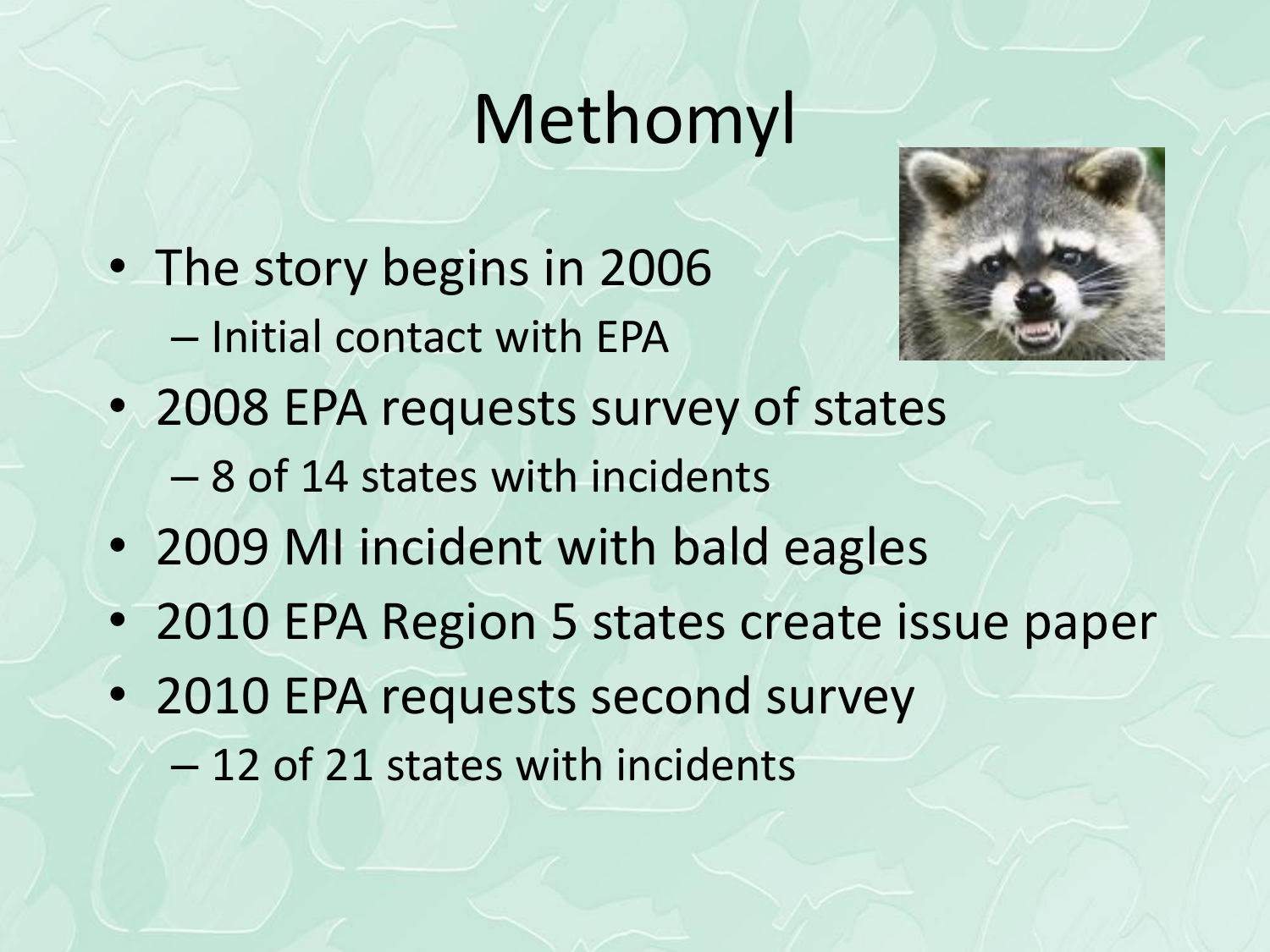# Methomyl

- The story begins in 2006
  - Initial contact with EPA
- 2008 EPA requests survey of states
  - 8 of 14 states with incidents
- 2009 MI incident with bald eagles
- 2010 EPA Region 5 states create issue paper
- 2010 EPA requests second survey
  - 12 of 21 states with incidents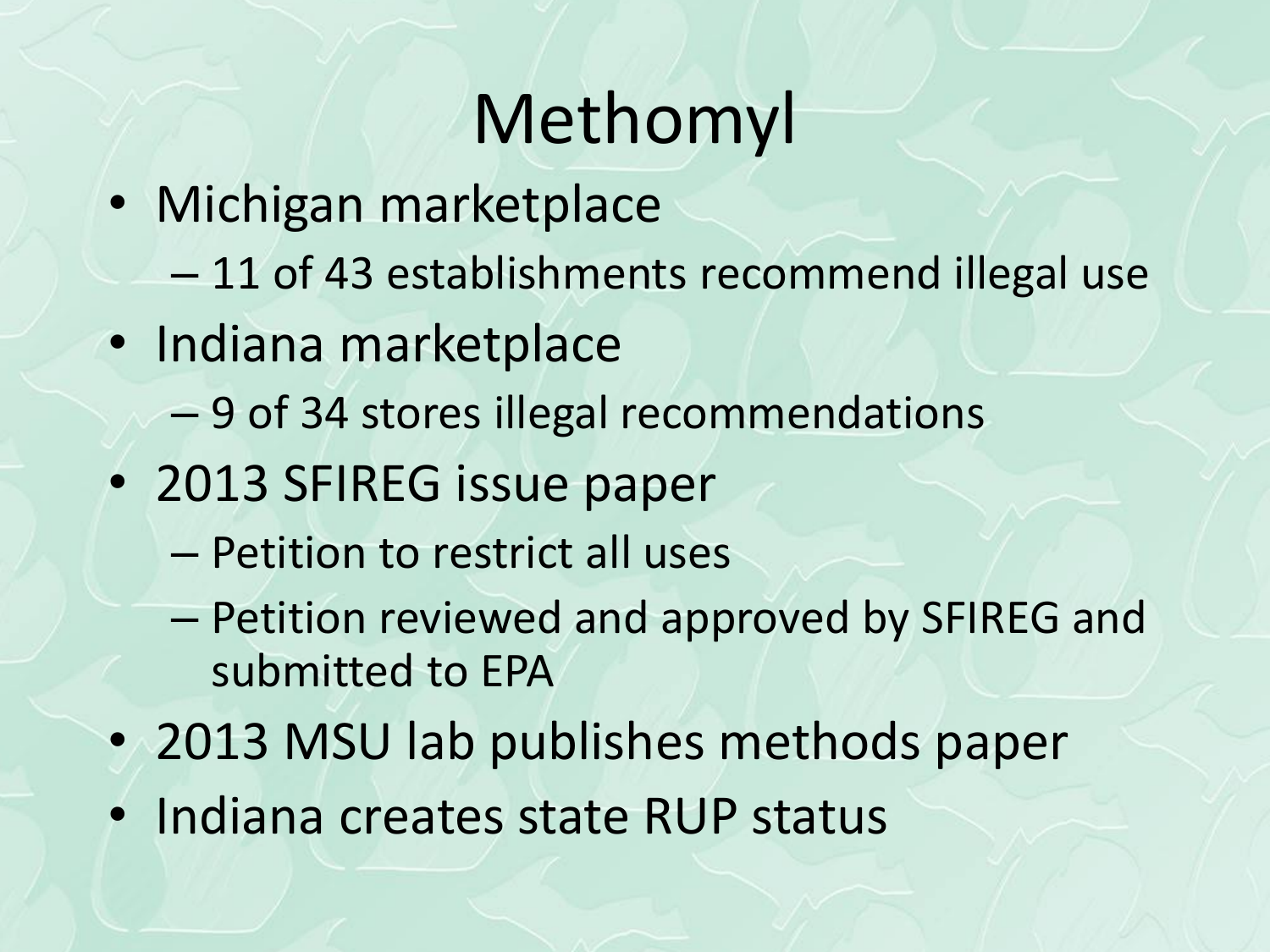# Methomyl

- Michigan marketplace
  - 11 of 43 establishments recommend illegal use
- Indiana marketplace
  - 9 of 34 stores illegal recommendations
- 2013 SFIREG issue paper
  - Petition to restrict all uses
  - Petition reviewed and approved by SFIREG and submitted to EPA
- 2013 MSU lab publishes methods paper
- Indiana creates state RUP status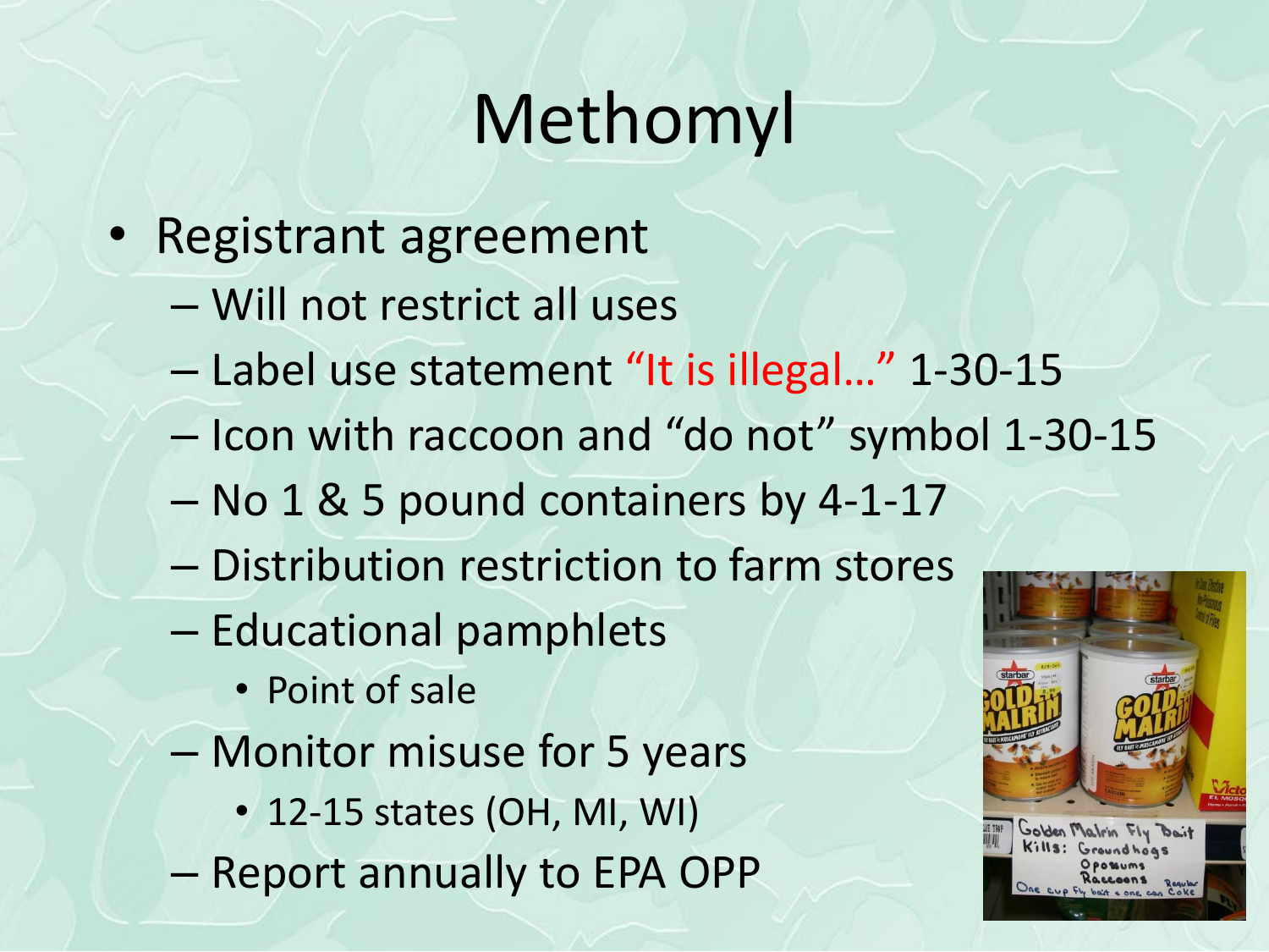# Methomyl

- Registrant agreement
  - Will not restrict all uses
  - Label use statement "It is illegal…" 1-30-15
  - Icon with raccoon and "do not" symbol 1-30-15
  - No 1 & 5 pound containers by 4-1-17
  - Distribution restriction to farm stores
  - Educational pamphlets
    - Point of sale
  - Monitor misuse for 5 years
    - 12-15 states (OH, MI, WI)
  - Report annually to EPA OPP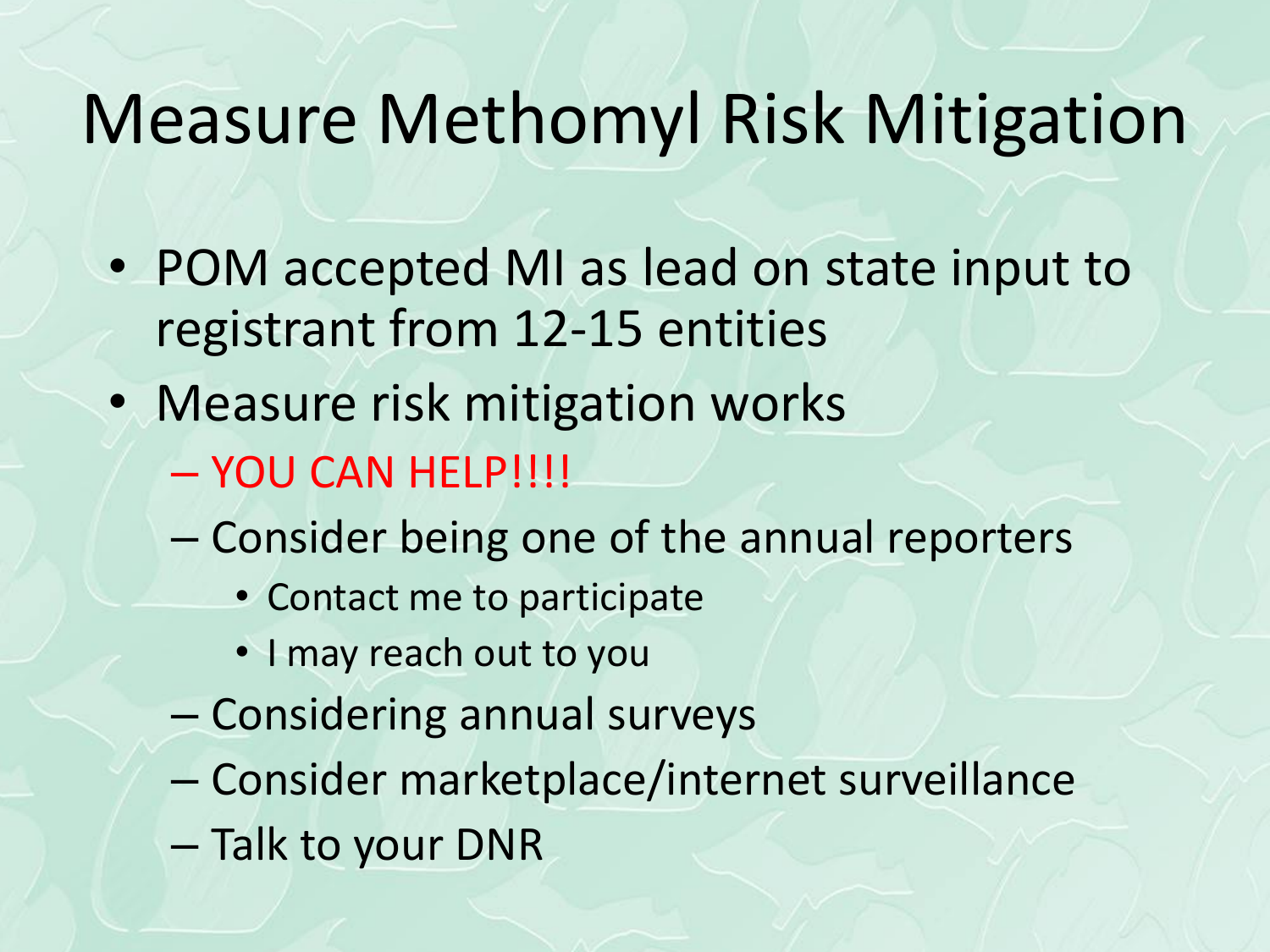# Measure Methomyl Risk Mitigation

- POM accepted MI as lead on state input to registrant from 12-15 entities
- Measure risk mitigation works
  - YOU CAN HELP!!!!
  - Consider being one of the annual reporters
    - Contact me to participate
    - I may reach out to you
  - Considering annual surveys
  - Consider marketplace/internet surveillance
  - Talk to your DNR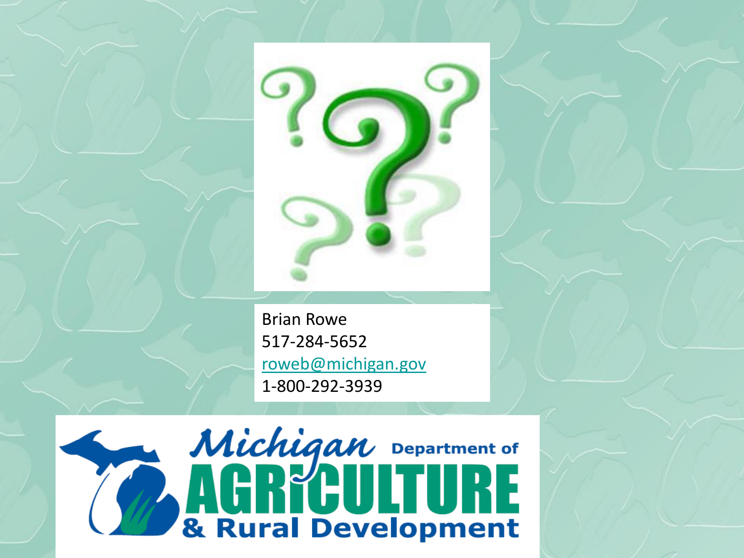Brian Rowe
517-284-5652
roweb@michigan.gov
1-800-292-3939

Michigan Department of AGRICULTURE & Rural Development